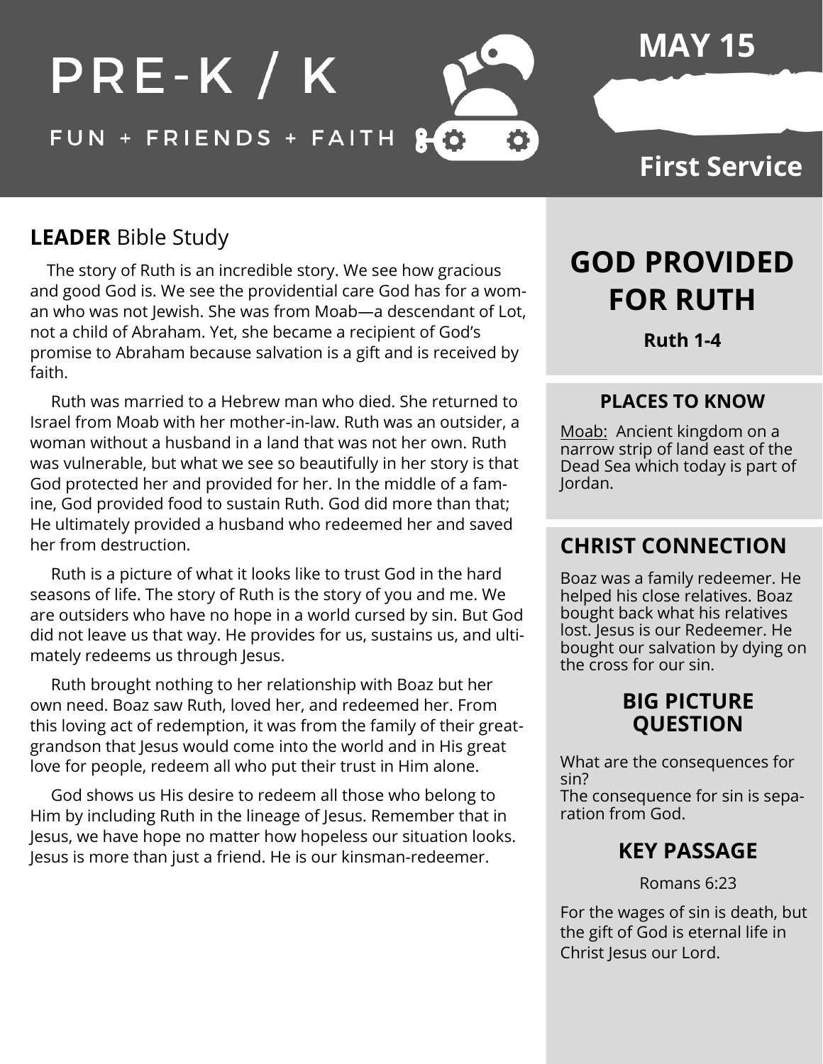# PRE-K / K

FUN + FRIENDS + FAITH

**MAY 15**

**First Service**

## **LEADER** Bible Study

The story of Ruth is an incredible story. We see how gracious and good God is. We see the providential care God has for a woman who was not Jewish. She was from Moab—a descendant of Lot, not a child of Abraham. Yet, she became a recipient of God's promise to Abraham because salvation is a gift and is received by faith.

Ruth was married to a Hebrew man who died. She returned to Israel from Moab with her mother-in-law. Ruth was an outsider, a woman without a husband in a land that was not her own. Ruth was vulnerable, but what we see so beautifully in her story is that God protected her and provided for her. In the middle of a famine, God provided food to sustain Ruth. God did more than that; He ultimately provided a husband who redeemed her and saved her from destruction.

Ruth is a picture of what it looks like to trust God in the hard seasons of life. The story of Ruth is the story of you and me. We are outsiders who have no hope in a world cursed by sin. But God did not leave us that way. He provides for us, sustains us, and ultimately redeems us through Jesus.

Ruth brought nothing to her relationship with Boaz but her own need. Boaz saw Ruth, loved her, and redeemed her. From this loving act of redemption, it was from the family of their great-grandson that Jesus would come into the world and in His great love for people, redeem all who put their trust in Him alone.

God shows us His desire to redeem all those who belong to Him by including Ruth in the lineage of Jesus. Remember that in Jesus, we have hope no matter how hopeless our situation looks. Jesus is more than just a friend. He is our kinsman-redeemer.

# GOD PROVIDED FOR RUTH

**Ruth 1-4**

### PLACES TO KNOW

Moab: Ancient kingdom on a narrow strip of land east of the Dead Sea which today is part of Jordan.

## CHRIST CONNECTION

Boaz was a family redeemer. He helped his close relatives. Boaz bought back what his relatives lost. Jesus is our Redeemer. He bought our salvation by dying on the cross for our sin.

### BIG PICTURE QUESTION

What are the consequences for sin?
The consequence for sin is separation from God.

### KEY PASSAGE

Romans 6:23

For the wages of sin is death, but the gift of God is eternal life in Christ Jesus our Lord.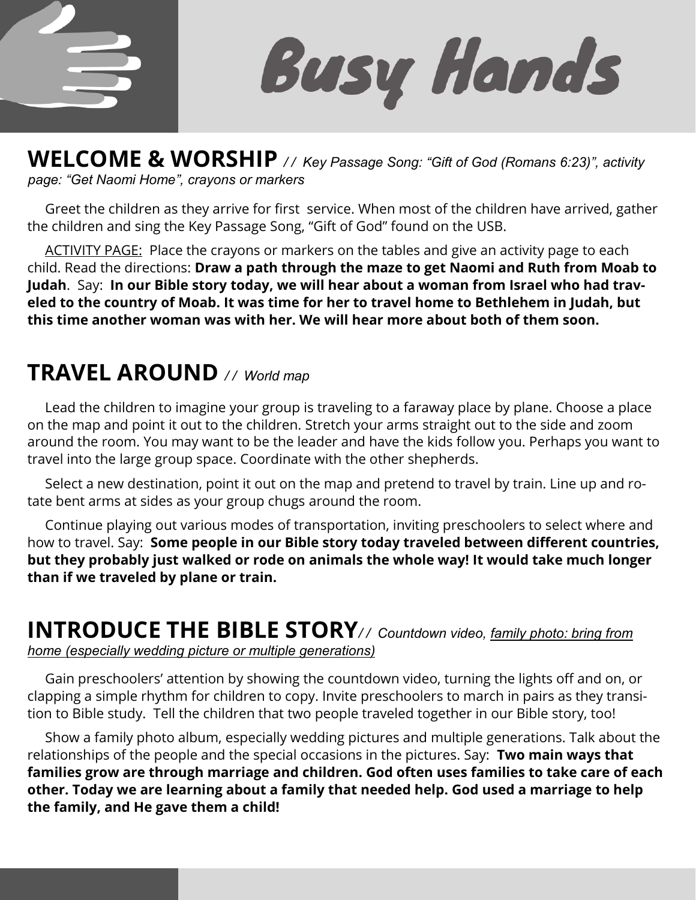# Busy Hands

## WELCOME & WORSHIP *// Key Passage Song: "Gift of God (Romans 6:23)", activity page: "Get Naomi Home", crayons or markers*

Greet the children as they arrive for first service. When most of the children have arrived, gather the children and sing the Key Passage Song, "Gift of God" found on the USB.

ACTIVITY PAGE: Place the crayons or markers on the tables and give an activity page to each child. Read the directions: **Draw a path through the maze to get Naomi and Ruth from Moab to Judah**. Say: **In our Bible story today, we will hear about a woman from Israel who had traveled to the country of Moab. It was time for her to travel home to Bethlehem in Judah, but this time another woman was with her. We will hear more about both of them soon.**

## TRAVEL AROUND *// World map*

Lead the children to imagine your group is traveling to a faraway place by plane. Choose a place on the map and point it out to the children. Stretch your arms straight out to the side and zoom around the room. You may want to be the leader and have the kids follow you. Perhaps you want to travel into the large group space. Coordinate with the other shepherds.

Select a new destination, point it out on the map and pretend to travel by train. Line up and rotate bent arms at sides as your group chugs around the room.

Continue playing out various modes of transportation, inviting preschoolers to select where and how to travel. Say: **Some people in our Bible story today traveled between different countries, but they probably just walked or rode on animals the whole way! It would take much longer than if we traveled by plane or train.**

## INTRODUCE THE BIBLE STORY *// Countdown video, family photo: bring from home (especially wedding picture or multiple generations)*

Gain preschoolers' attention by showing the countdown video, turning the lights off and on, or clapping a simple rhythm for children to copy. Invite preschoolers to march in pairs as they transition to Bible study. Tell the children that two people traveled together in our Bible story, too!

Show a family photo album, especially wedding pictures and multiple generations. Talk about the relationships of the people and the special occasions in the pictures. Say: **Two main ways that families grow are through marriage and children. God often uses families to take care of each other. Today we are learning about a family that needed help. God used a marriage to help the family, and He gave them a child!**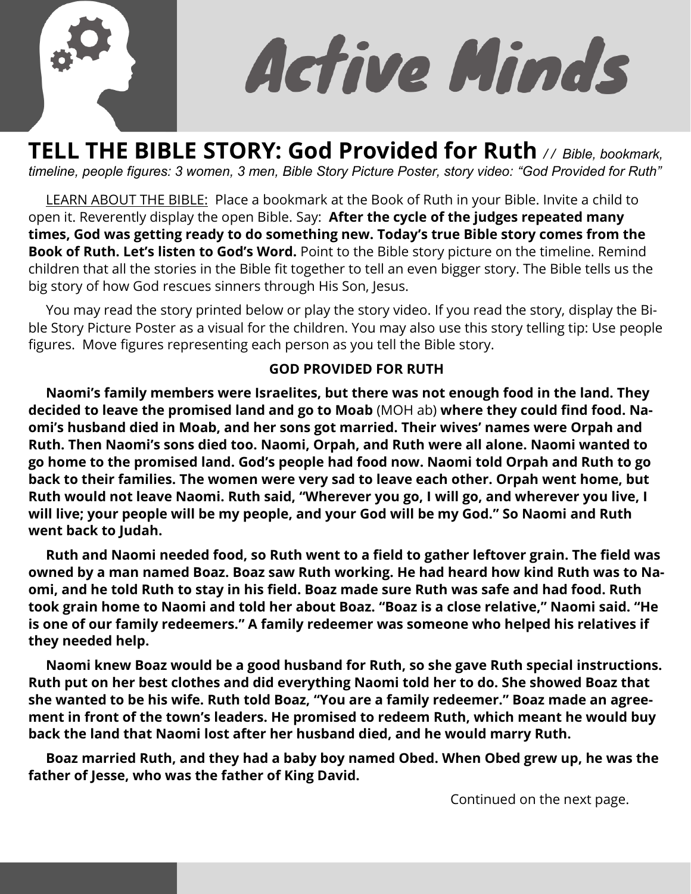# Active Minds

## TELL THE BIBLE STORY: God Provided for Ruth *// Bible, bookmark, timeline, people figures: 3 women, 3 men, Bible Story Picture Poster, story video: "God Provided for Ruth"*

LEARN ABOUT THE BIBLE: Place a bookmark at the Book of Ruth in your Bible. Invite a child to open it. Reverently display the open Bible. Say: **After the cycle of the judges repeated many times, God was getting ready to do something new. Today's true Bible story comes from the Book of Ruth. Let's listen to God's Word.** Point to the Bible story picture on the timeline. Remind children that all the stories in the Bible fit together to tell an even bigger story. The Bible tells us the big story of how God rescues sinners through His Son, Jesus.

You may read the story printed below or play the story video. If you read the story, display the Bible Story Picture Poster as a visual for the children. You may also use this story telling tip: Use people figures. Move figures representing each person as you tell the Bible story.

**GOD PROVIDED FOR RUTH**

**Naomi's family members were Israelites, but there was not enough food in the land. They decided to leave the promised land and go to Moab** (MOH ab) **where they could find food. Naomi's husband died in Moab, and her sons got married. Their wives' names were Orpah and Ruth. Then Naomi's sons died too. Naomi, Orpah, and Ruth were all alone. Naomi wanted to go home to the promised land. God's people had food now. Naomi told Orpah and Ruth to go back to their families. The women were very sad to leave each other. Orpah went home, but Ruth would not leave Naomi. Ruth said, "Wherever you go, I will go, and wherever you live, I will live; your people will be my people, and your God will be my God." So Naomi and Ruth went back to Judah.**

**Ruth and Naomi needed food, so Ruth went to a field to gather leftover grain. The field was owned by a man named Boaz. Boaz saw Ruth working. He had heard how kind Ruth was to Naomi, and he told Ruth to stay in his field. Boaz made sure Ruth was safe and had food. Ruth took grain home to Naomi and told her about Boaz. "Boaz is a close relative," Naomi said. "He is one of our family redeemers." A family redeemer was someone who helped his relatives if they needed help.**

**Naomi knew Boaz would be a good husband for Ruth, so she gave Ruth special instructions. Ruth put on her best clothes and did everything Naomi told her to do. She showed Boaz that she wanted to be his wife. Ruth told Boaz, "You are a family redeemer." Boaz made an agreement in front of the town's leaders. He promised to redeem Ruth, which meant he would buy back the land that Naomi lost after her husband died, and he would marry Ruth.**

**Boaz married Ruth, and they had a baby boy named Obed. When Obed grew up, he was the father of Jesse, who was the father of King David.**

Continued on the next page.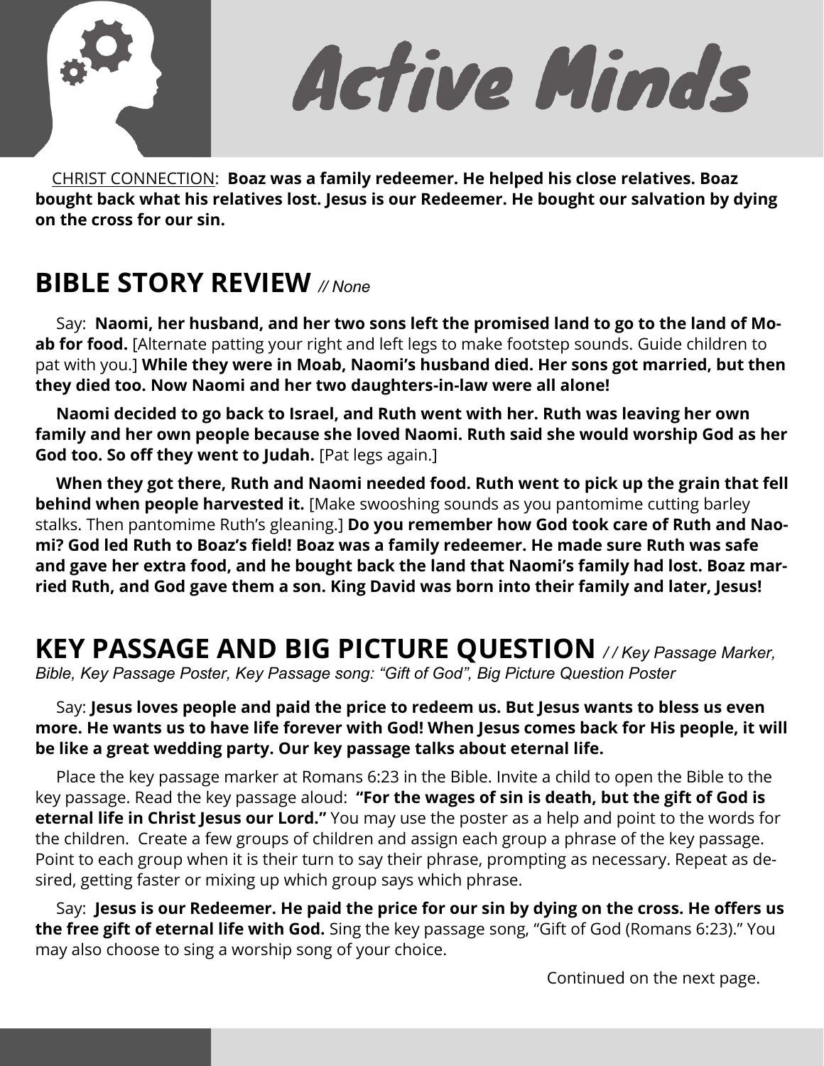# Active Minds

CHRIST CONNECTION: **Boaz was a family redeemer. He helped his close relatives. Boaz bought back what his relatives lost. Jesus is our Redeemer. He bought our salvation by dying on the cross for our sin.**

## BIBLE STORY REVIEW *// None*

Say: **Naomi, her husband, and her two sons left the promised land to go to the land of Moab for food.** [Alternate patting your right and left legs to make footstep sounds. Guide children to pat with you.] **While they were in Moab, Naomi's husband died. Her sons got married, but then they died too. Now Naomi and her two daughters-in-law were all alone!**

**Naomi decided to go back to Israel, and Ruth went with her. Ruth was leaving her own family and her own people because she loved Naomi. Ruth said she would worship God as her God too. So off they went to Judah.** [Pat legs again.]

**When they got there, Ruth and Naomi needed food. Ruth went to pick up the grain that fell behind when people harvested it.** [Make swooshing sounds as you pantomime cutting barley stalks. Then pantomime Ruth's gleaning.] **Do you remember how God took care of Ruth and Naomi? God led Ruth to Boaz's field! Boaz was a family redeemer. He made sure Ruth was safe and gave her extra food, and he bought back the land that Naomi's family had lost. Boaz married Ruth, and God gave them a son. King David was born into their family and later, Jesus!**

## KEY PASSAGE AND BIG PICTURE QUESTION */ / Key Passage Marker, Bible, Key Passage Poster, Key Passage song: "Gift of God", Big Picture Question Poster*

Say: **Jesus loves people and paid the price to redeem us. But Jesus wants to bless us even more. He wants us to have life forever with God! When Jesus comes back for His people, it will be like a great wedding party. Our key passage talks about eternal life.**

Place the key passage marker at Romans 6:23 in the Bible. Invite a child to open the Bible to the key passage. Read the key passage aloud: **"For the wages of sin is death, but the gift of God is eternal life in Christ Jesus our Lord."** You may use the poster as a help and point to the words for the children. Create a few groups of children and assign each group a phrase of the key passage. Point to each group when it is their turn to say their phrase, prompting as necessary. Repeat as desired, getting faster or mixing up which group says which phrase.

Say: **Jesus is our Redeemer. He paid the price for our sin by dying on the cross. He offers us the free gift of eternal life with God.** Sing the key passage song, "Gift of God (Romans 6:23)." You may also choose to sing a worship song of your choice.

Continued on the next page.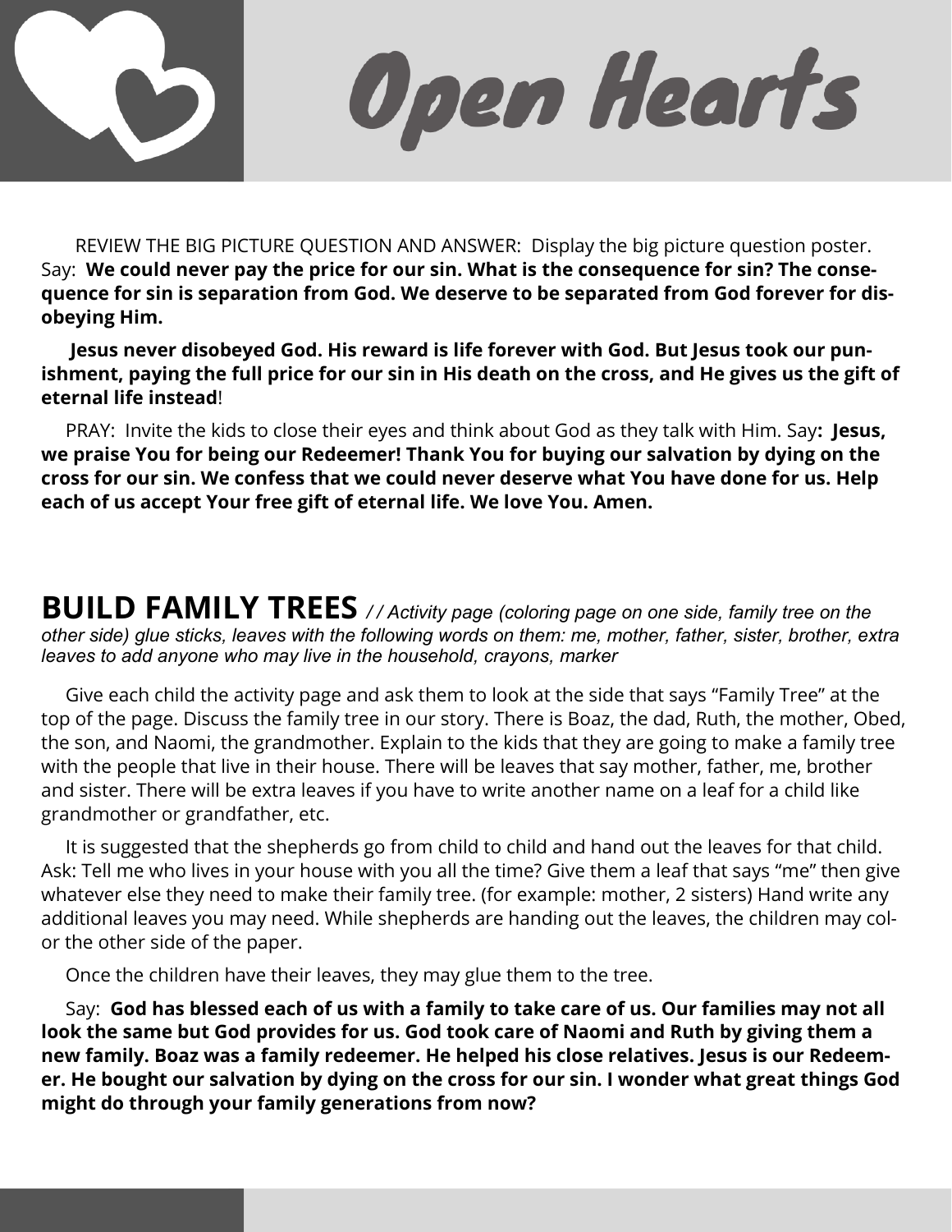# Open Hearts

REVIEW THE BIG PICTURE QUESTION AND ANSWER: Display the big picture question poster. Say: **We could never pay the price for our sin. What is the consequence for sin? The consequence for sin is separation from God. We deserve to be separated from God forever for disobeying Him.**

**Jesus never disobeyed God. His reward is life forever with God. But Jesus took our punishment, paying the full price for our sin in His death on the cross, and He gives us the gift of eternal life instead**!

PRAY: Invite the kids to close their eyes and think about God as they talk with Him. Say**: Jesus, we praise You for being our Redeemer! Thank You for buying our salvation by dying on the cross for our sin. We confess that we could never deserve what You have done for us. Help each of us accept Your free gift of eternal life. We love You. Amen.**

## BUILD FAMILY TREES *// Activity page (coloring page on one side, family tree on the other side) glue sticks, leaves with the following words on them: me, mother, father, sister, brother, extra leaves to add anyone who may live in the household, crayons, marker*

Give each child the activity page and ask them to look at the side that says "Family Tree" at the top of the page. Discuss the family tree in our story. There is Boaz, the dad, Ruth, the mother, Obed, the son, and Naomi, the grandmother. Explain to the kids that they are going to make a family tree with the people that live in their house. There will be leaves that say mother, father, me, brother and sister. There will be extra leaves if you have to write another name on a leaf for a child like grandmother or grandfather, etc.

It is suggested that the shepherds go from child to child and hand out the leaves for that child. Ask: Tell me who lives in your house with you all the time? Give them a leaf that says "me" then give whatever else they need to make their family tree. (for example: mother, 2 sisters) Hand write any additional leaves you may need. While shepherds are handing out the leaves, the children may color the other side of the paper.

Once the children have their leaves, they may glue them to the tree.

Say: **God has blessed each of us with a family to take care of us. Our families may not all look the same but God provides for us. God took care of Naomi and Ruth by giving them a new family. Boaz was a family redeemer. He helped his close relatives. Jesus is our Redeemer. He bought our salvation by dying on the cross for our sin. I wonder what great things God might do through your family generations from now?**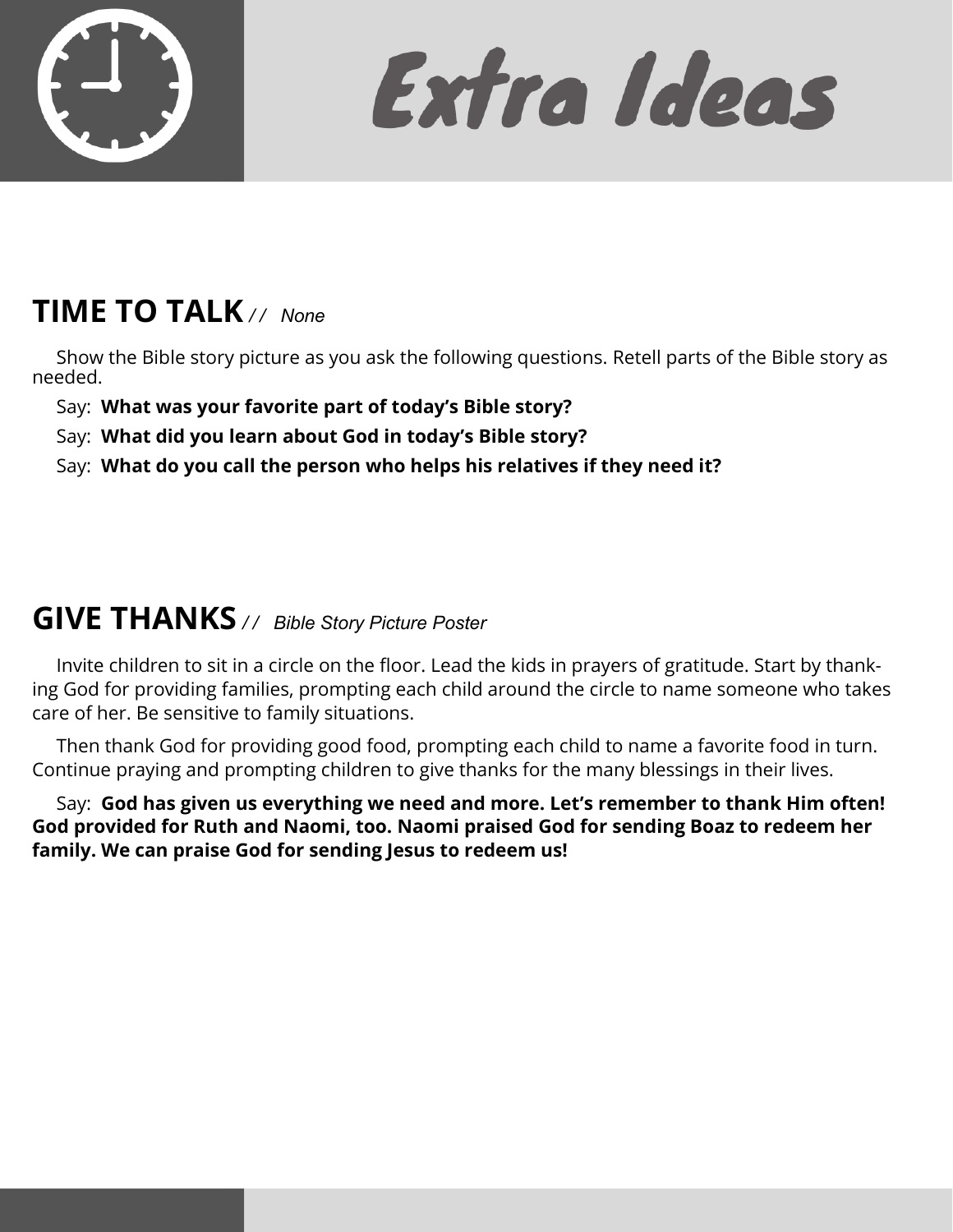# Extra Ideas

## TIME TO TALK // *None*

Show the Bible story picture as you ask the following questions. Retell parts of the Bible story as needed.

Say: **What was your favorite part of today's Bible story?**

Say: **What did you learn about God in today's Bible story?**

Say: **What do you call the person who helps his relatives if they need it?**

## GIVE THANKS // *Bible Story Picture Poster*

Invite children to sit in a circle on the floor. Lead the kids in prayers of gratitude. Start by thanking God for providing families, prompting each child around the circle to name someone who takes care of her. Be sensitive to family situations.

Then thank God for providing good food, prompting each child to name a favorite food in turn. Continue praying and prompting children to give thanks for the many blessings in their lives.

Say: **God has given us everything we need and more. Let's remember to thank Him often! God provided for Ruth and Naomi, too. Naomi praised God for sending Boaz to redeem her family. We can praise God for sending Jesus to redeem us!**